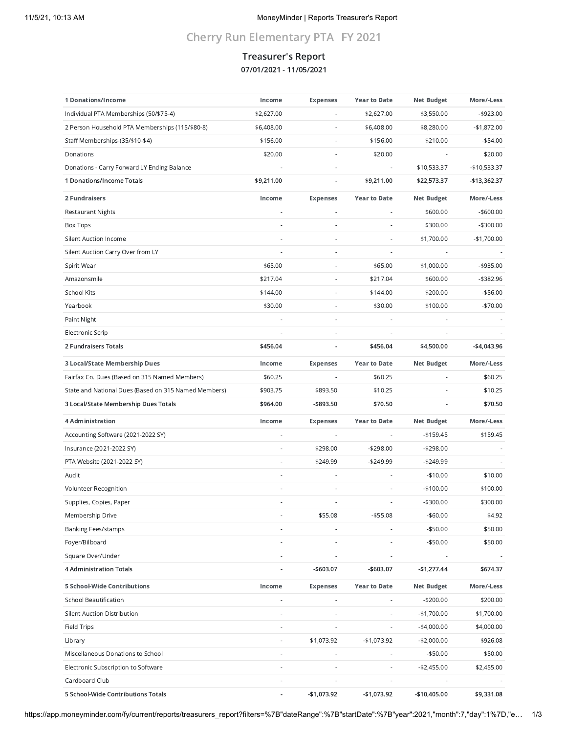# Cherry Run Elementary PTA FY 2021

## Treasurer's Report

**07/01/2021 - 11/05/2021**

| 1 Donations/Income | Income | Expenses | Year to Date | Net Budget | More/-Less |
|---|---|---|---|---|---|
| Individual PTA Memberships (50/$75-4) | $2,627.00 | - | $2,627.00 | $3,550.00 | -$923.00 |
| 2 Person Household PTA Memberships (115/$80-8) | $6,408.00 | - | $6,408.00 | $8,280.00 | -$1,872.00 |
| Staff Memberships-(35/$10-$4) | $156.00 | - | $156.00 | $210.00 | -$54.00 |
| Donations | $20.00 | - | $20.00 | - | $20.00 |
| Donations - Carry Forward LY Ending Balance | - | - | - | $10,533.37 | -$10,533.37 |
| **1 Donations/Income Totals** | **$9,211.00** | **-** | **$9,211.00** | **$22,573.37** | **-$13,362.37** |

| 2 Fundraisers | Income | Expenses | Year to Date | Net Budget | More/-Less |
|---|---|---|---|---|---|
| Restaurant Nights | - | - | - | $600.00 | -$600.00 |
| Box Tops | - | - | - | $300.00 | -$300.00 |
| Silent Auction Income | - | - | - | $1,700.00 | -$1,700.00 |
| Silent Auction Carry Over from LY | - | - | - | - | - |
| Spirit Wear | $65.00 | - | $65.00 | $1,000.00 | -$935.00 |
| Amazonsmile | $217.04 | - | $217.04 | $600.00 | -$382.96 |
| School Kits | $144.00 | - | $144.00 | $200.00 | -$56.00 |
| Yearbook | $30.00 | - | $30.00 | $100.00 | -$70.00 |
| Paint Night | - | - | - | - | - |
| Electronic Scrip | - | - | - | - | - |
| **2 Fundraisers Totals** | **$456.04** | **-** | **$456.04** | **$4,500.00** | **-$4,043.96** |

| 3 Local/State Membership Dues | Income | Expenses | Year to Date | Net Budget | More/-Less |
|---|---|---|---|---|---|
| Fairfax Co. Dues (Based on 315 Named Members) | $60.25 | - | $60.25 | - | $60.25 |
| State and National Dues (Based on 315 Named Members) | $903.75 | $893.50 | $10.25 | - | $10.25 |
| **3 Local/State Membership Dues Totals** | **$964.00** | **-$893.50** | **$70.50** | **-** | **$70.50** |

| 4 Administration | Income | Expenses | Year to Date | Net Budget | More/-Less |
|---|---|---|---|---|---|
| Accounting Software (2021-2022 SY) | - | - | - | -$159.45 | $159.45 |
| Insurance (2021-2022 SY) | - | $298.00 | -$298.00 | -$298.00 | - |
| PTA Website (2021-2022 SY) | - | $249.99 | -$249.99 | -$249.99 | - |
| Audit | - | - | - | -$10.00 | $10.00 |
| Volunteer Recognition | - | - | - | -$100.00 | $100.00 |
| Supplies, Copies, Paper | - | - | - | -$300.00 | $300.00 |
| Membership Drive | - | $55.08 | -$55.08 | -$60.00 | $4.92 |
| Banking Fees/stamps | - | - | - | -$50.00 | $50.00 |
| Foyer/Bilboard | - | - | - | -$50.00 | $50.00 |
| Square Over/Under | - | - | - | - | - |
| **4 Administration Totals** | **-** | **-$603.07** | **-$603.07** | **-$1,277.44** | **$674.37** |

| 5 School-Wide Contributions | Income | Expenses | Year to Date | Net Budget | More/-Less |
|---|---|---|---|---|---|
| School Beautification | - | - | - | -$200.00 | $200.00 |
| Silent Auction Distribution | - | - | - | -$1,700.00 | $1,700.00 |
| Field Trips | - | - | - | -$4,000.00 | $4,000.00 |
| Library | - | $1,073.92 | -$1,073.92 | -$2,000.00 | $926.08 |
| Miscellaneous Donations to School | - | - | - | -$50.00 | $50.00 |
| Electronic Subscription to Software | - | - | - | -$2,455.00 | $2,455.00 |
| Cardboard Club | - | - | - | - | - |
| **5 School-Wide Contributions Totals** | **-** | **-$1,073.92** | **-$1,073.92** | **-$10,405.00** | **$9,331.08** |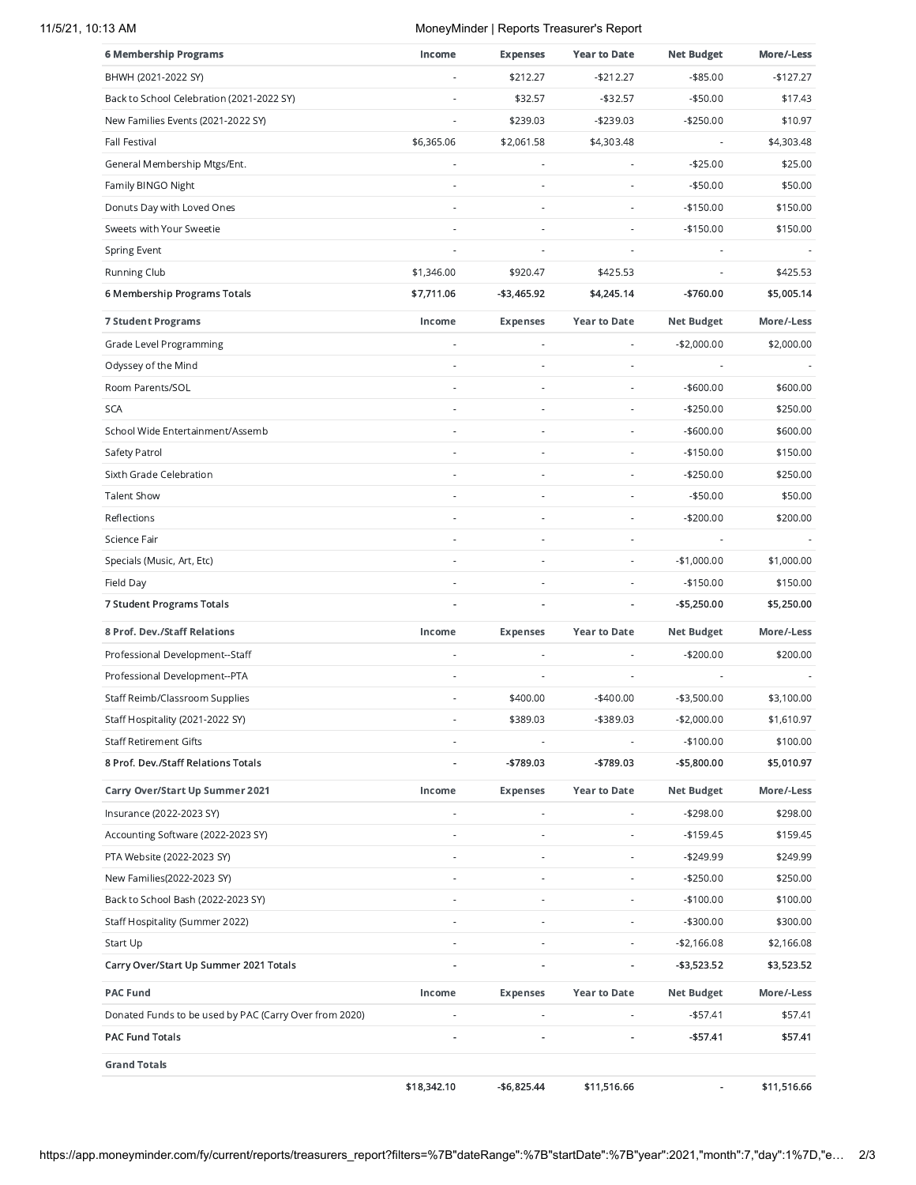| 6 Membership Programs | Income | Expenses | Year to Date | Net Budget | More/-Less |
|---|---|---|---|---|---|
| BHWH (2021-2022 SY) | - | $212.27 | -$212.27 | -$85.00 | -$127.27 |
| Back to School Celebration (2021-2022 SY) | - | $32.57 | -$32.57 | -$50.00 | $17.43 |
| New Families Events (2021-2022 SY) | - | $239.03 | -$239.03 | -$250.00 | $10.97 |
| Fall Festival | $6,365.06 | $2,061.58 | $4,303.48 | - | $4,303.48 |
| General Membership Mtgs/Ent. | - | - | - | -$25.00 | $25.00 |
| Family BINGO Night | - | - | - | -$50.00 | $50.00 |
| Donuts Day with Loved Ones | - | - | - | -$150.00 | $150.00 |
| Sweets with Your Sweetie | - | - | - | -$150.00 | $150.00 |
| Spring Event | - | - | - | - | - |
| Running Club | $1,346.00 | $920.47 | $425.53 | - | $425.53 |
| **6 Membership Programs Totals** | **$7,711.06** | **-$3,465.92** | **$4,245.14** | **-$760.00** | **$5,005.14** |

| 7 Student Programs | Income | Expenses | Year to Date | Net Budget | More/-Less |
|---|---|---|---|---|---|
| Grade Level Programming | - | - | - | -$2,000.00 | $2,000.00 |
| Odyssey of the Mind | - | - | - | - | - |
| Room Parents/SOL | - | - | - | -$600.00 | $600.00 |
| SCA | - | - | - | -$250.00 | $250.00 |
| School Wide Entertainment/Assemb | - | - | - | -$600.00 | $600.00 |
| Safety Patrol | - | - | - | -$150.00 | $150.00 |
| Sixth Grade Celebration | - | - | - | -$250.00 | $250.00 |
| Talent Show | - | - | - | -$50.00 | $50.00 |
| Reflections | - | - | - | -$200.00 | $200.00 |
| Science Fair | - | - | - | - | - |
| Specials (Music, Art, Etc) | - | - | - | -$1,000.00 | $1,000.00 |
| Field Day | - | - | - | -$150.00 | $150.00 |
| **7 Student Programs Totals** | **-** | **-** | **-** | **-$5,250.00** | **$5,250.00** |

| 8 Prof. Dev./Staff Relations | Income | Expenses | Year to Date | Net Budget | More/-Less |
|---|---|---|---|---|---|
| Professional Development--Staff | - | - | - | -$200.00 | $200.00 |
| Professional Development--PTA | - | - | - | - | - |
| Staff Reimb/Classroom Supplies | - | $400.00 | -$400.00 | -$3,500.00 | $3,100.00 |
| Staff Hospitality (2021-2022 SY) | - | $389.03 | -$389.03 | -$2,000.00 | $1,610.97 |
| Staff Retirement Gifts | - | - | - | -$100.00 | $100.00 |
| **8 Prof. Dev./Staff Relations Totals** | **-** | **-$789.03** | **-$789.03** | **-$5,800.00** | **$5,010.97** |

| Carry Over/Start Up Summer 2021 | Income | Expenses | Year to Date | Net Budget | More/-Less |
|---|---|---|---|---|---|
| Insurance (2022-2023 SY) | - | - | - | -$298.00 | $298.00 |
| Accounting Software (2022-2023 SY) | - | - | - | -$159.45 | $159.45 |
| PTA Website (2022-2023 SY) | - | - | - | -$249.99 | $249.99 |
| New Families(2022-2023 SY) | - | - | - | -$250.00 | $250.00 |
| Back to School Bash (2022-2023 SY) | - | - | - | -$100.00 | $100.00 |
| Staff Hospitality (Summer 2022) | - | - | - | -$300.00 | $300.00 |
| Start Up | - | - | - | -$2,166.08 | $2,166.08 |
| **Carry Over/Start Up Summer 2021 Totals** | **-** | **-** | **-** | **-$3,523.52** | **$3,523.52** |

| PAC Fund | Income | Expenses | Year to Date | Net Budget | More/-Less |
|---|---|---|---|---|---|
| Donated Funds to be used by PAC (Carry Over from 2020) | - | - | - | -$57.41 | $57.41 |
| **PAC Fund Totals** | **-** | **-** | **-** | **-$57.41** | **$57.41** |

| Grand Totals | | | | | |
|---|---|---|---|---|---|
| | $18,342.10 | -$6,825.44 | $11,516.66 | - | $11,516.66 |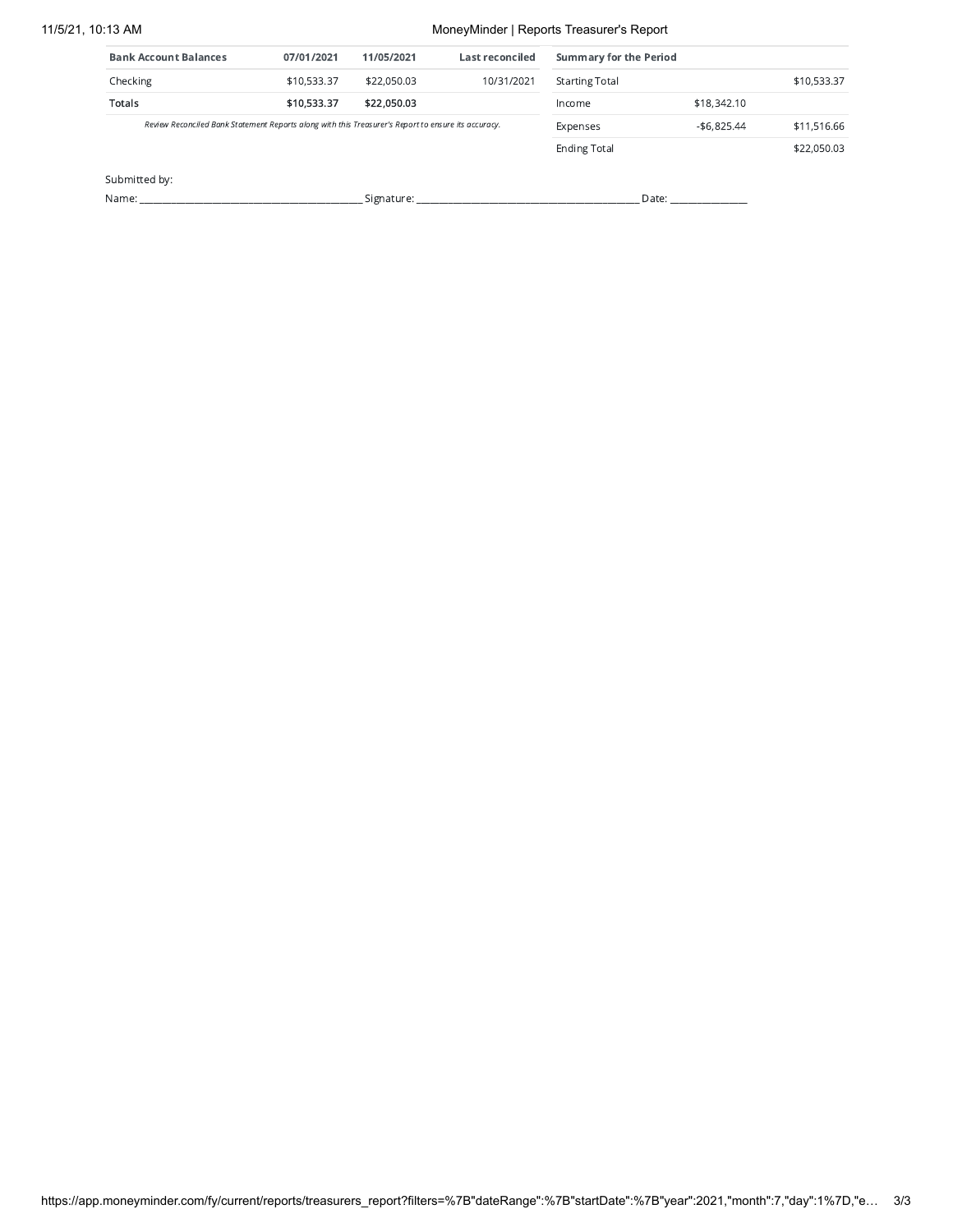| Bank Account Balances | 07/01/2021 | 11/05/2021 | Last reconciled |
|---|---|---|---|
| Checking | $10,533.37 | $22,050.03 | 10/31/2021 |
| **Totals** | **$10,533.37** | **$22,050.03** | |

*Review Reconciled Bank Statement Reports along with this Treasurer's Report to ensure its accuracy.*

| Summary for the Period | | |
|---|---|---|
| Starting Total | | $10,533.37 |
| Income | $18,342.10 | |
| Expenses | -$6,825.44 | $11,516.66 |
| Ending Total | | $22,050.03 |

Submitted by:

Name: ______________________________ Signature: ______________________________ Date: __________